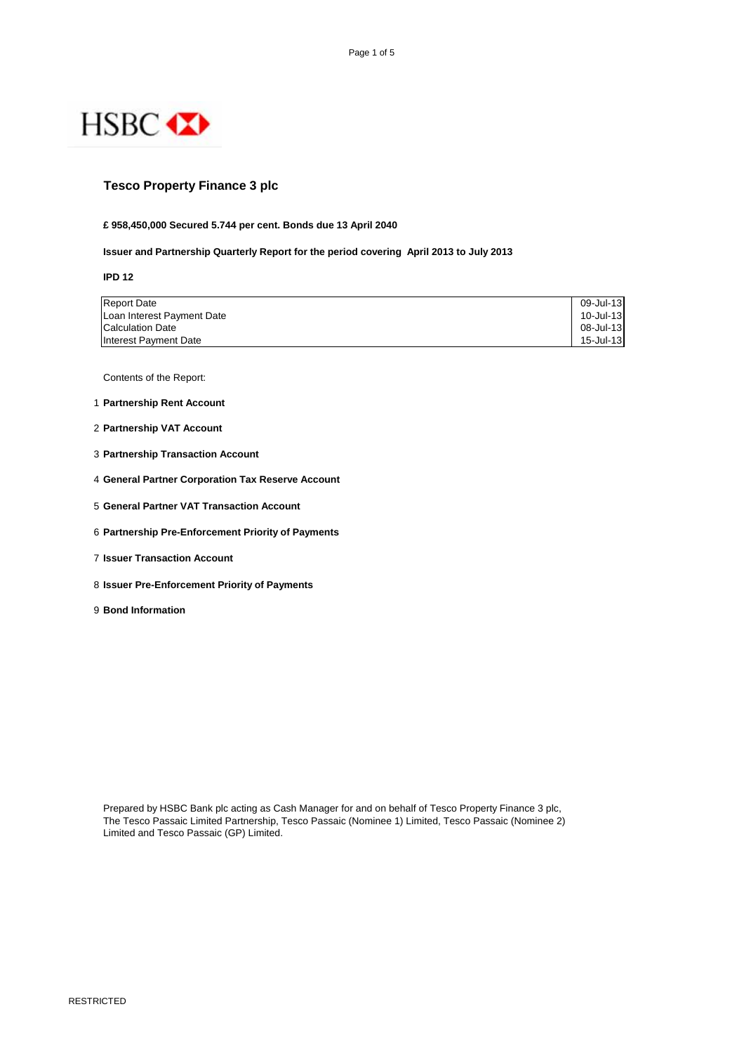HSBC

# Tesco Property Finance 3 plc

**£ 958,450,000 Secured 5.744 per cent. Bonds due 13 April 2040**

**Issuer and Partnership Quarterly Report for the period covering April 2013 to July 2013**

**IPD 12**

| | |
|---|---|
| Report Date | 09-Jul-13 |
| Loan Interest Payment Date | 10-Jul-13 |
| Calculation Date | 08-Jul-13 |
| Interest Payment Date | 15-Jul-13 |

Contents of the Report:

1. **Partnership Rent Account**
2. **Partnership VAT Account**
3. **Partnership Transaction Account**
4. **General Partner Corporation Tax Reserve Account**
5. **General Partner VAT Transaction Account**
6. **Partnership Pre-Enforcement Priority of Payments**
7. **Issuer Transaction Account**
8. **Issuer Pre-Enforcement Priority of Payments**
9. **Bond Information**

Prepared by HSBC Bank plc acting as Cash Manager for and on behalf of Tesco Property Finance 3 plc, The Tesco Passaic Limited Partnership, Tesco Passaic (Nominee 1) Limited, Tesco Passaic (Nominee 2) Limited and Tesco Passaic (GP) Limited.

RESTRICTED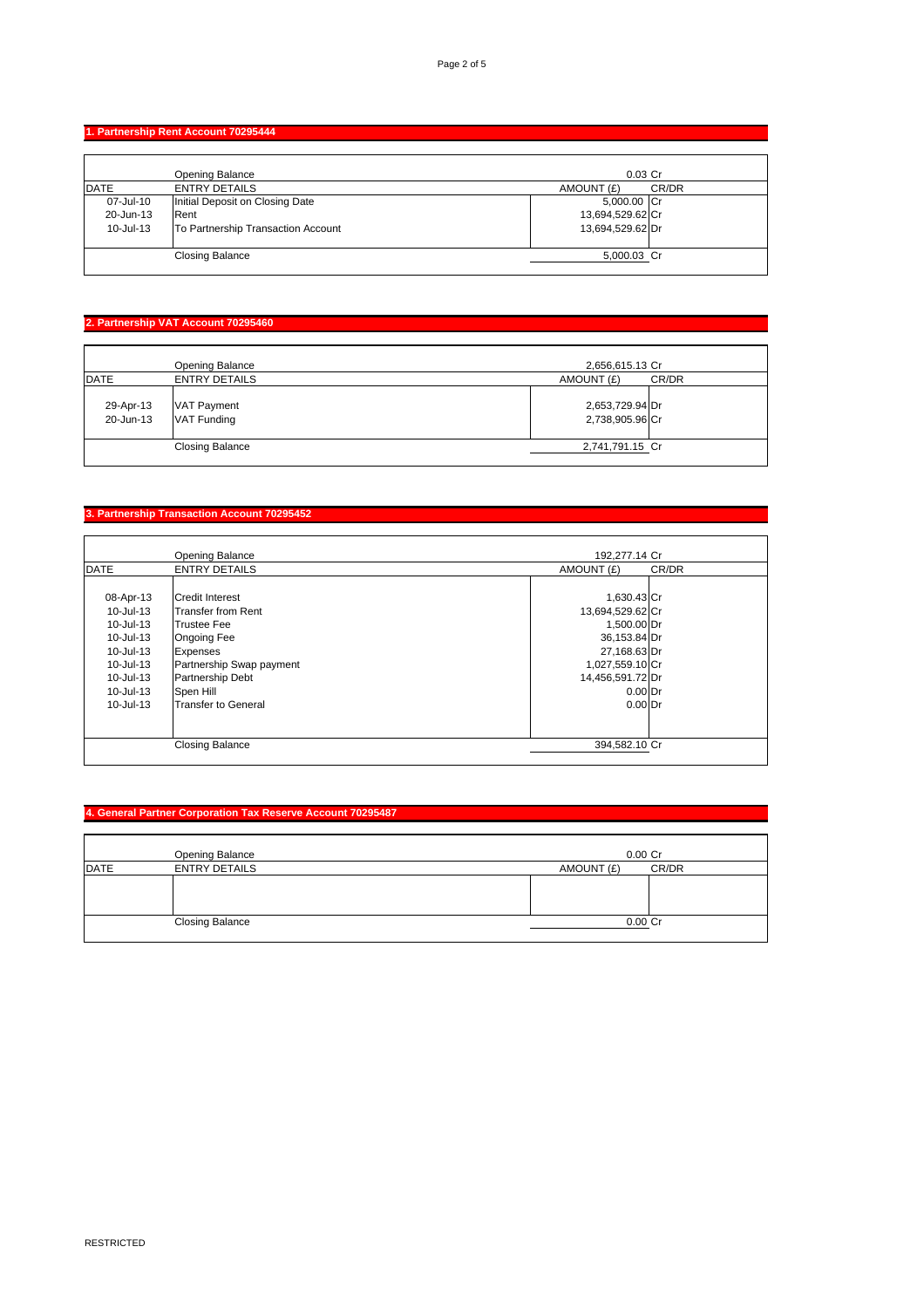## 1. Partnership Rent Account 70295444

| DATE | ENTRY DETAILS | AMOUNT (£) | CR/DR |
|---|---|---|---|
| | Opening Balance | 0.03 | Cr |
| 07-Jul-10 | Initial Deposit on Closing Date | 5,000.00 | Cr |
| 20-Jun-13 | Rent | 13,694,529.62 | Cr |
| 10-Jul-13 | To Partnership Transaction Account | 13,694,529.62 | Dr |
| | Closing Balance | 5,000.03 | Cr |

## 2. Partnership VAT Account 70295460

| DATE | ENTRY DETAILS | AMOUNT (£) | CR/DR |
|---|---|---|---|
| | Opening Balance | 2,656,615.13 | Cr |
| 29-Apr-13 | VAT Payment | 2,653,729.94 | Dr |
| 20-Jun-13 | VAT Funding | 2,738,905.96 | Cr |
| | Closing Balance | 2,741,791.15 | Cr |

## 3. Partnership Transaction Account 70295452

| DATE | ENTRY DETAILS | AMOUNT (£) | CR/DR |
|---|---|---|---|
| | Opening Balance | 192,277.14 | Cr |
| 08-Apr-13 | Credit Interest | 1,630.43 | Cr |
| 10-Jul-13 | Transfer from Rent | 13,694,529.62 | Cr |
| 10-Jul-13 | Trustee Fee | 1,500.00 | Dr |
| 10-Jul-13 | Ongoing Fee | 36,153.84 | Dr |
| 10-Jul-13 | Expenses | 27,168.63 | Dr |
| 10-Jul-13 | Partnership Swap payment | 1,027,559.10 | Cr |
| 10-Jul-13 | Partnership Debt | 14,456,591.72 | Dr |
| 10-Jul-13 | Spen Hill | 0.00 | Dr |
| 10-Jul-13 | Transfer to General | 0.00 | Dr |
| | Closing Balance | 394,582.10 | Cr |

## 4. General Partner Corporation Tax Reserve Account 70295487

| DATE | ENTRY DETAILS | AMOUNT (£) | CR/DR |
|---|---|---|---|
| | Opening Balance | 0.00 | Cr |
| | | | |
| | Closing Balance | 0.00 | Cr |

RESTRICTED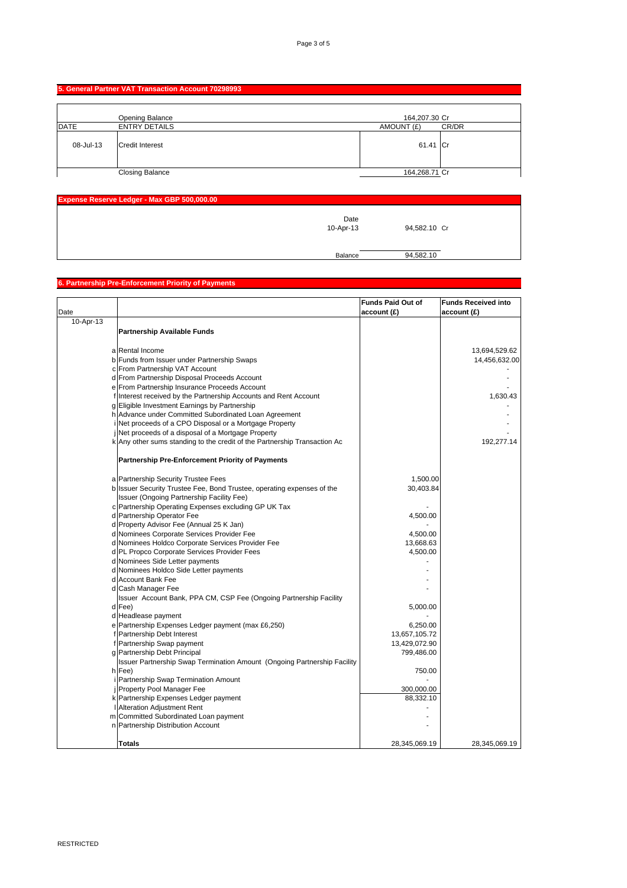## 5. General Partner VAT Transaction Account 70298993

| DATE | ENTRY DETAILS | AMOUNT (£) | CR/DR |
|---|---|---|---|
| | Opening Balance | 164,207.30 | Cr |
| 08-Jul-13 | Credit Interest | 61.41 | Cr |
| | Closing Balance | 164,268.71 | Cr |

## Expense Reserve Ledger - Max GBP 500,000.00

| Date | | |
|---|---|---|
| 10-Apr-13 | 94,582.10 | Cr |
| Balance | 94,582.10 | |

## 6. Partnership Pre-Enforcement Priority of Payments

| Date | | | Funds Paid Out of account (£) | Funds Received into account (£) |
|---|---|---|---|---|
| 10-Apr-13 | | **Partnership Available Funds** | | |
| | a | Rental Income | | 13,694,529.62 |
| | b | Funds from Issuer under Partnership Swaps | | 14,456,632.00 |
| | c | From Partnership VAT Account | | - |
| | d | From Partnership Disposal Proceeds Account | | - |
| | e | From Partnership Insurance Proceeds Account | | - |
| | f | Interest received by the Partnership Accounts and Rent Account | | 1,630.43 |
| | g | Eligible Investment Earnings by Partnership | | - |
| | h | Advance under Committed Subordinated Loan Agreement | | - |
| | i | Net proceeds of a CPO Disposal or a Mortgage Property | | - |
| | j | Net proceeds of a disposal of a Mortgage Property | | - |
| | k | Any other sums standing to the credit of the Partnership Transaction Ac | | 192,277.14 |
| | | **Partnership Pre-Enforcement Priority of Payments** | | |
| | a | Partnership Security Trustee Fees | 1,500.00 | |
| | b | Issuer Security Trustee Fee, Bond Trustee, operating expenses of the Issuer (Ongoing Partnership Facility Fee) | 30,403.84 | |
| | c | Partnership Operating Expenses excluding GP UK Tax | - | |
| | d | Partnership Operator Fee | 4,500.00 | |
| | d | Property Advisor Fee (Annual 25 K Jan) | - | |
| | d | Nominees Corporate Services Provider Fee | 4,500.00 | |
| | d | Nominees Holdco Corporate Services Provider Fee | 13,668.63 | |
| | d | PL Propco Corporate Services Provider Fees | 4,500.00 | |
| | d | Nominees Side Letter payments | - | |
| | d | Nominees Holdco Side Letter payments | - | |
| | d | Account Bank Fee | - | |
| | d | Cash Manager Fee | - | |
| | d | Issuer Account Bank, PPA CM, CSP Fee (Ongoing Partnership Facility Fee) | 5,000.00 | |
| | d | Headlease payment | - | |
| | e | Partnership Expenses Ledger payment (max £6,250) | 6,250.00 | |
| | f | Partnership Debt Interest | 13,657,105.72 | |
| | f | Partnership Swap payment | 13,429,072.90 | |
| | g | Partnership Debt Principal | 799,486.00 | |
| | h | Issuer Partnership Swap Termination Amount (Ongoing Partnership Facility Fee) | 750.00 | |
| | i | Partnership Swap Termination Amount | - | |
| | j | Property Pool Manager Fee | 300,000.00 | |
| | k | Partnership Expenses Ledger payment | 88,332.10 | |
| | l | Alteration Adjustment Rent | - | |
| | m | Committed Subordinated Loan payment | - | |
| | n | Partnership Distribution Account | - | |
| | | **Totals** | 28,345,069.19 | 28,345,069.19 |

RESTRICTED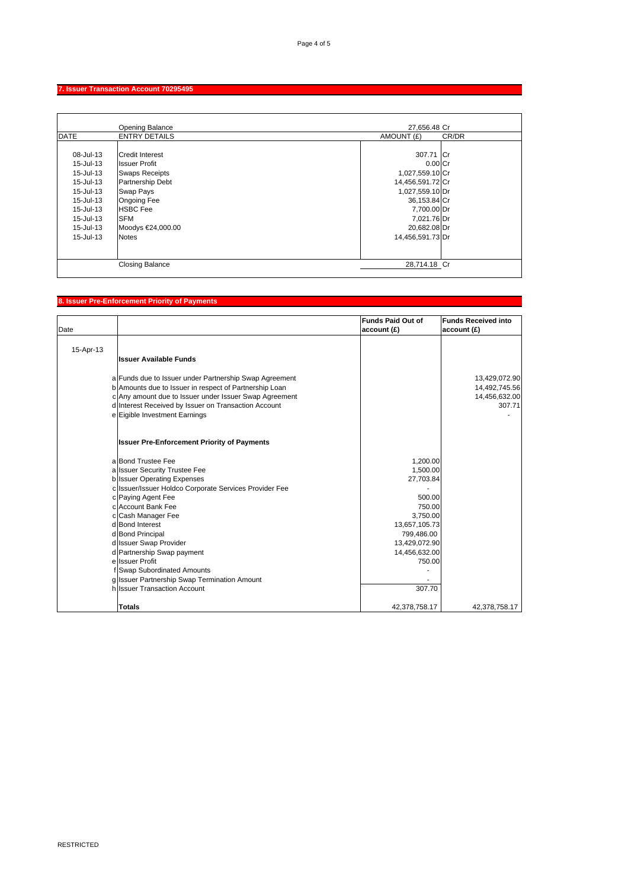## 7. Issuer Transaction Account 70295495

| DATE | ENTRY DETAILS | AMOUNT (£) | CR/DR |
|---|---|---|---|
| | Opening Balance | 27,656.48 | Cr |
| 08-Jul-13 | Credit Interest | 307.71 | Cr |
| 15-Jul-13 | Issuer Profit | 0.00 | Cr |
| 15-Jul-13 | Swaps Receipts | 1,027,559.10 | Cr |
| 15-Jul-13 | Partnership Debt | 14,456,591.72 | Cr |
| 15-Jul-13 | Swap Pays | 1,027,559.10 | Dr |
| 15-Jul-13 | Ongoing Fee | 36,153.84 | Cr |
| 15-Jul-13 | HSBC Fee | 7,700.00 | Dr |
| 15-Jul-13 | SFM | 7,021.76 | Dr |
| 15-Jul-13 | Moodys €24,000.00 | 20,682.08 | Dr |
| 15-Jul-13 | Notes | 14,456,591.73 | Dr |
| | Closing Balance | 28,714.18 | Cr |

## 8. Issuer Pre-Enforcement Priority of Payments

| Date | | | Funds Paid Out of account (£) | Funds Received into account (£) |
|---|---|---|---|---|
| 15-Apr-13 | | **Issuer Available Funds** | | |
| | a | Funds due to Issuer under Partnership Swap Agreement | | 13,429,072.90 |
| | b | Amounts due to Issuer in respect of Partnership Loan | | 14,492,745.56 |
| | c | Any amount due to Issuer under Issuer Swap Agreement | | 14,456,632.00 |
| | d | Interest Received by Issuer on Transaction Account | | 307.71 |
| | e | Eigible Investment Earnings | | - |
| | | **Issuer Pre-Enforcement Priority of Payments** | | |
| | a | Bond Trustee Fee | 1,200.00 | |
| | a | Issuer Security Trustee Fee | 1,500.00 | |
| | b | Issuer Operating Expenses | 27,703.84 | |
| | c | Issuer/Issuer Holdco Corporate Services Provider Fee | - | |
| | c | Paying Agent Fee | 500.00 | |
| | c | Account Bank Fee | 750.00 | |
| | c | Cash Manager Fee | 3,750.00 | |
| | d | Bond Interest | 13,657,105.73 | |
| | d | Bond Principal | 799,486.00 | |
| | d | Issuer Swap Provider | 13,429,072.90 | |
| | d | Partnership Swap payment | 14,456,632.00 | |
| | e | Issuer Profit | 750.00 | |
| | f | Swap Subordinated Amounts | - | |
| | g | Issuer Partnership Swap Termination Amount | - | |
| | h | Issuer Transaction Account | 307.70 | |
| | | **Totals** | 42,378,758.17 | 42,378,758.17 |

RESTRICTED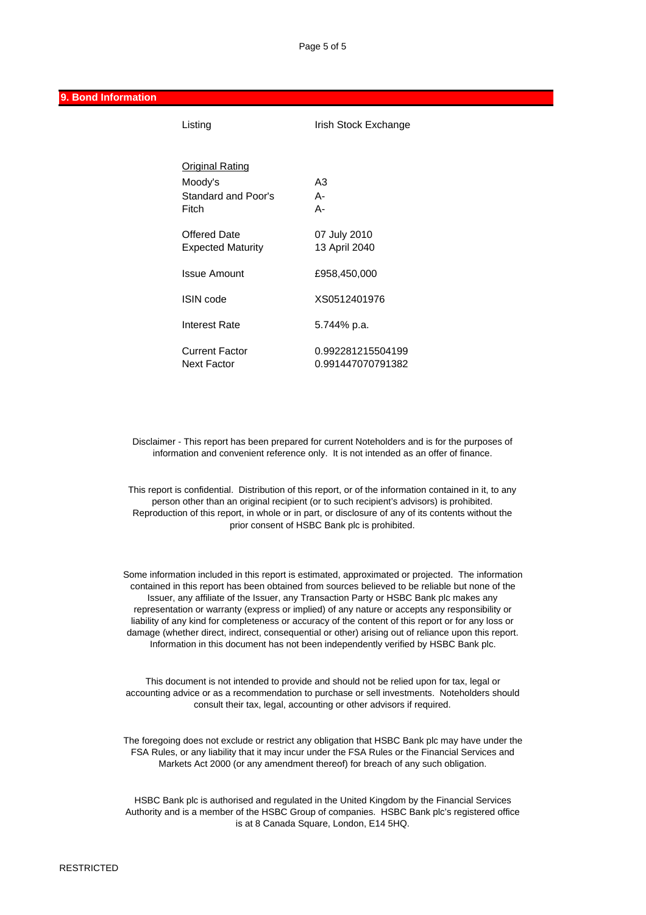## 9. Bond Information

| | |
|---|---|
| Listing | Irish Stock Exchange |
| Original Rating | |
| Moody's | A3 |
| Standard and Poor's | A- |
| Fitch | A- |
| Offered Date | 07 July 2010 |
| Expected Maturity | 13 April 2040 |
| Issue Amount | £958,450,000 |
| ISIN code | XS0512401976 |
| Interest Rate | 5.744% p.a. |
| Current Factor | 0.992281215504199 |
| Next Factor | 0.991447070791382 |

Disclaimer - This report has been prepared for current Noteholders and is for the purposes of information and convenient reference only. It is not intended as an offer of finance.

This report is confidential. Distribution of this report, or of the information contained in it, to any person other than an original recipient (or to such recipient's advisors) is prohibited. Reproduction of this report, in whole or in part, or disclosure of any of its contents without the prior consent of HSBC Bank plc is prohibited.

Some information included in this report is estimated, approximated or projected. The information contained in this report has been obtained from sources believed to be reliable but none of the Issuer, any affiliate of the Issuer, any Transaction Party or HSBC Bank plc makes any representation or warranty (express or implied) of any nature or accepts any responsibility or liability of any kind for completeness or accuracy of the content of this report or for any loss or damage (whether direct, indirect, consequential or other) arising out of reliance upon this report. Information in this document has not been independently verified by HSBC Bank plc.

This document is not intended to provide and should not be relied upon for tax, legal or accounting advice or as a recommendation to purchase or sell investments. Noteholders should consult their tax, legal, accounting or other advisors if required.

The foregoing does not exclude or restrict any obligation that HSBC Bank plc may have under the FSA Rules, or any liability that it may incur under the FSA Rules or the Financial Services and Markets Act 2000 (or any amendment thereof) for breach of any such obligation.

HSBC Bank plc is authorised and regulated in the United Kingdom by the Financial Services Authority and is a member of the HSBC Group of companies. HSBC Bank plc's registered office is at 8 Canada Square, London, E14 5HQ.

RESTRICTED